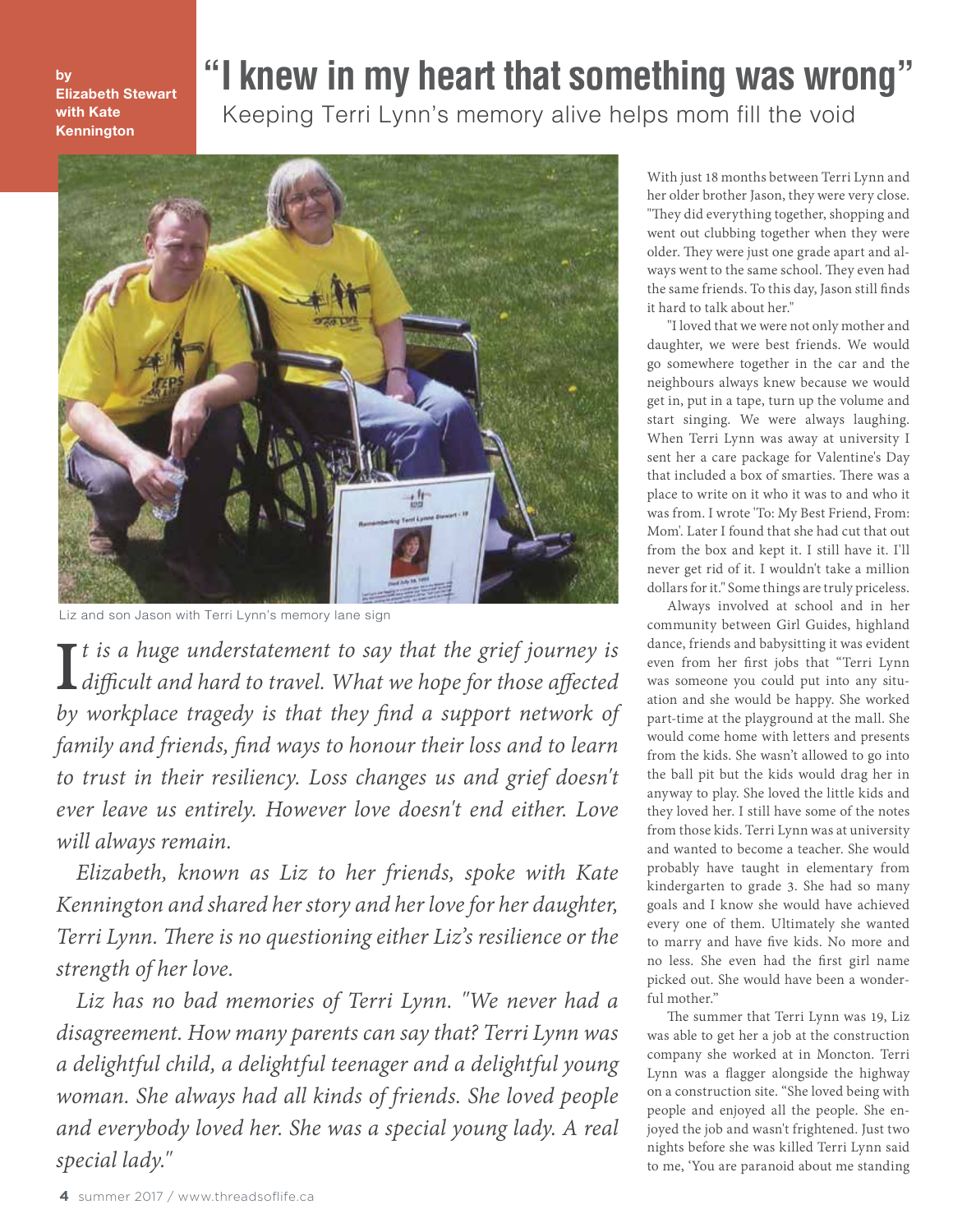by
**Elizabeth Stewart with Kate Kennington**

# "I knew in my heart that something was wrong"

## Keeping Terri Lynn's memory alive helps mom fill the void

Liz and son Jason with Terri Lynn's memory lane sign

*It is a huge understatement to say that the grief journey is difficult and hard to travel. What we hope for those affected by workplace tragedy is that they find a support network of family and friends, find ways to honour their loss and to learn to trust in their resiliency. Loss changes us and grief doesn't ever leave us entirely. However love doesn't end either. Love will always remain.*

*Elizabeth, known as Liz to her friends, spoke with Kate Kennington and shared her story and her love for her daughter, Terri Lynn. There is no questioning either Liz's resilience or the strength of her love.*

*Liz has no bad memories of Terri Lynn. "We never had a disagreement. How many parents can say that? Terri Lynn was a delightful child, a delightful teenager and a delightful young woman. She always had all kinds of friends. She loved people and everybody loved her. She was a special young lady. A real special lady."*

With just 18 months between Terri Lynn and her older brother Jason, they were very close. "They did everything together, shopping and went out clubbing together when they were older. They were just one grade apart and always went to the same school. They even had the same friends. To this day, Jason still finds it hard to talk about her."

"I loved that we were not only mother and daughter, we were best friends. We would go somewhere together in the car and the neighbours always knew because we would get in, put in a tape, turn up the volume and start singing. We were always laughing. When Terri Lynn was away at university I sent her a care package for Valentine's Day that included a box of smarties. There was a place to write on it who it was to and who it was from. I wrote 'To: My Best Friend, From: Mom'. Later I found that she had cut that out from the box and kept it. I still have it. I'll never get rid of it. I wouldn't take a million dollars for it." Some things are truly priceless.

Always involved at school and in her community between Girl Guides, highland dance, friends and babysitting it was evident even from her first jobs that "Terri Lynn was someone you could put into any situation and she would be happy. She worked part-time at the playground at the mall. She would come home with letters and presents from the kids. She wasn't allowed to go into the ball pit but the kids would drag her in anyway to play. She loved the little kids and they loved her. I still have some of the notes from those kids. Terri Lynn was at university and wanted to become a teacher. She would probably have taught in elementary from kindergarten to grade 3. She had so many goals and I know she would have achieved every one of them. Ultimately she wanted to marry and have five kids. No more and no less. She even had the first girl name picked out. She would have been a wonderful mother."

The summer that Terri Lynn was 19, Liz was able to get her a job at the construction company she worked at in Moncton. Terri Lynn was a flagger alongside the highway on a construction site. "She loved being with people and enjoyed all the people. She enjoyed the job and wasn't frightened. Just two nights before she was killed Terri Lynn said to me, 'You are paranoid about me standing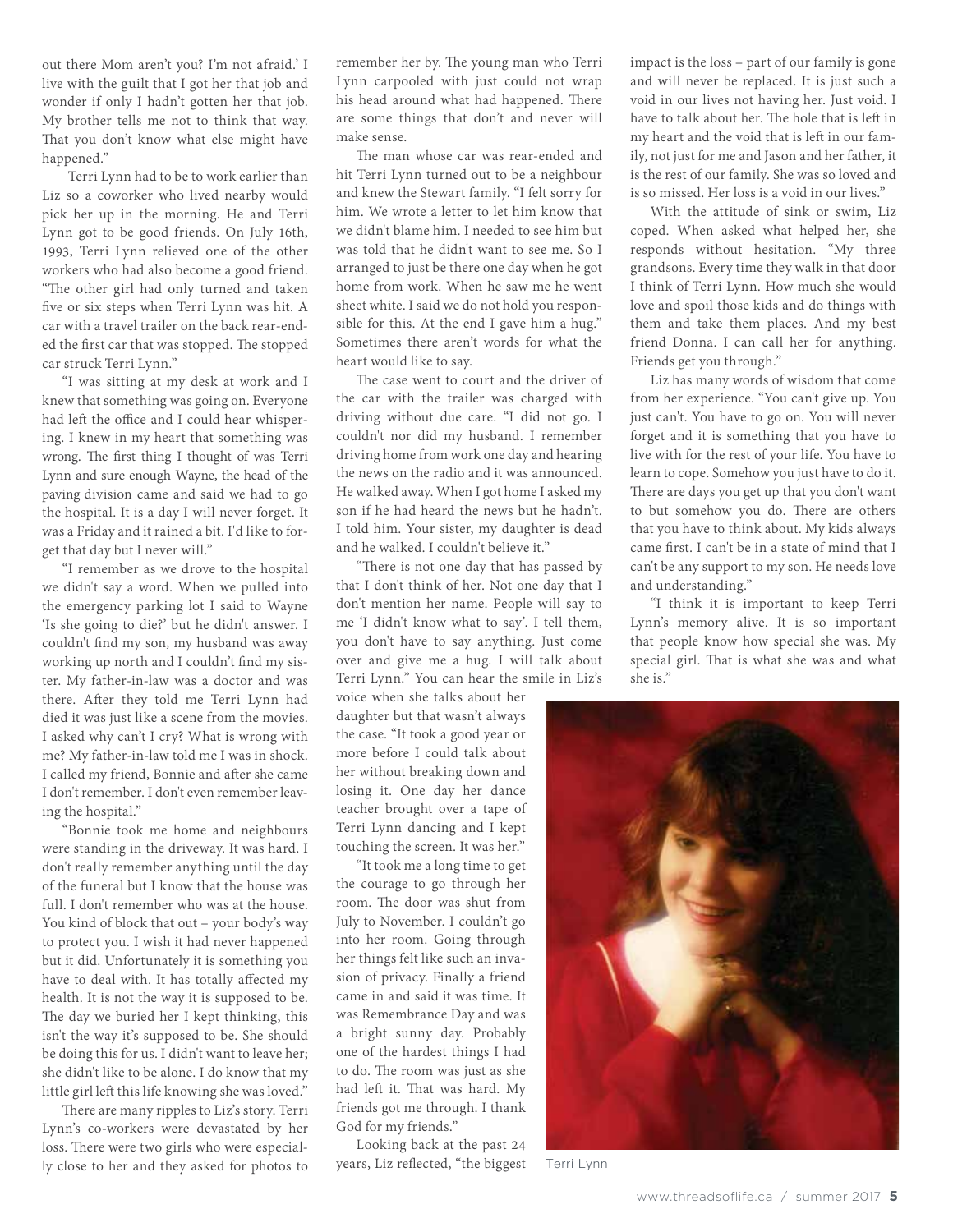out there Mom aren't you? I'm not afraid.' I live with the guilt that I got her that job and wonder if only I hadn't gotten her that job. My brother tells me not to think that way. That you don't know what else might have happened."

Terri Lynn had to be to work earlier than Liz so a coworker who lived nearby would pick her up in the morning. He and Terri Lynn got to be good friends. On July 16th, 1993, Terri Lynn relieved one of the other workers who had also become a good friend. "The other girl had only turned and taken five or six steps when Terri Lynn was hit. A car with a travel trailer on the back rear-ended the first car that was stopped. The stopped car struck Terri Lynn."

"I was sitting at my desk at work and I knew that something was going on. Everyone had left the office and I could hear whispering. I knew in my heart that something was wrong. The first thing I thought of was Terri Lynn and sure enough Wayne, the head of the paving division came and said we had to go the hospital. It is a day I will never forget. It was a Friday and it rained a bit. I'd like to forget that day but I never will."

"I remember as we drove to the hospital we didn't say a word. When we pulled into the emergency parking lot I said to Wayne 'Is she going to die?' but he didn't answer. I couldn't find my son, my husband was away working up north and I couldn't find my sister. My father-in-law was a doctor and was there. After they told me Terri Lynn had died it was just like a scene from the movies. I asked why can't I cry? What is wrong with me? My father-in-law told me I was in shock. I called my friend, Bonnie and after she came I don't remember. I don't even remember leaving the hospital."

"Bonnie took me home and neighbours were standing in the driveway. It was hard. I don't really remember anything until the day of the funeral but I know that the house was full. I don't remember who was at the house. You kind of block that out – your body's way to protect you. I wish it had never happened but it did. Unfortunately it is something you have to deal with. It has totally affected my health. It is not the way it is supposed to be. The day we buried her I kept thinking, this isn't the way it's supposed to be. She should be doing this for us. I didn't want to leave her; she didn't like to be alone. I do know that my little girl left this life knowing she was loved."

There are many ripples to Liz's story. Terri Lynn's co-workers were devastated by her loss. There were two girls who were especially close to her and they asked for photos to remember her by. The young man who Terri Lynn carpooled with just could not wrap his head around what had happened. There are some things that don't and never will make sense.

The man whose car was rear-ended and hit Terri Lynn turned out to be a neighbour and knew the Stewart family. "I felt sorry for him. We wrote a letter to let him know that we didn't blame him. I needed to see him but was told that he didn't want to see me. So I arranged to just be there one day when he got home from work. When he saw me he went sheet white. I said we do not hold you responsible for this. At the end I gave him a hug." Sometimes there aren't words for what the heart would like to say.

The case went to court and the driver of the car with the trailer was charged with driving without due care. "I did not go. I couldn't nor did my husband. I remember driving home from work one day and hearing the news on the radio and it was announced. He walked away. When I got home I asked my son if he had heard the news but he hadn't. I told him. Your sister, my daughter is dead and he walked. I couldn't believe it."

"There is not one day that has passed by that I don't think of her. Not one day that I don't mention her name. People will say to me 'I didn't know what to say'. I tell them, you don't have to say anything. Just come over and give me a hug. I will talk about Terri Lynn." You can hear the smile in Liz's voice when she talks about her daughter but that wasn't always the case. "It took a good year or more before I could talk about her without breaking down and losing it. One day her dance teacher brought over a tape of Terri Lynn dancing and I kept touching the screen. It was her."

"It took me a long time to get the courage to go through her room. The door was shut from July to November. I couldn't go into her room. Going through her things felt like such an invasion of privacy. Finally a friend came in and said it was time. It was Remembrance Day and was a bright sunny day. Probably one of the hardest things I had to do. The room was just as she had left it. That was hard. My friends got me through. I thank God for my friends."

Looking back at the past 24 years, Liz reflected, "the biggest impact is the loss – part of our family is gone and will never be replaced. It is just such a void in our lives not having her. Just void. I have to talk about her. The hole that is left in my heart and the void that is left in our family, not just for me and Jason and her father, it is the rest of our family. She was so loved and is so missed. Her loss is a void in our lives."

With the attitude of sink or swim, Liz coped. When asked what helped her, she responds without hesitation. "My three grandsons. Every time they walk in that door I think of Terri Lynn. How much she would love and spoil those kids and do things with them and take them places. And my best friend Donna. I can call her for anything. Friends get you through."

Liz has many words of wisdom that come from her experience. "You can't give up. You just can't. You have to go on. You will never forget and it is something that you have to live with for the rest of your life. You have to learn to cope. Somehow you just have to do it. There are days you get up that you don't want to but somehow you do. There are others that you have to think about. My kids always came first. I can't be in a state of mind that I can't be any support to my son. He needs love and understanding."

"I think it is important to keep Terri Lynn's memory alive. It is so important that people know how special she was. My special girl. That is what she was and what she is."

Terri Lynn